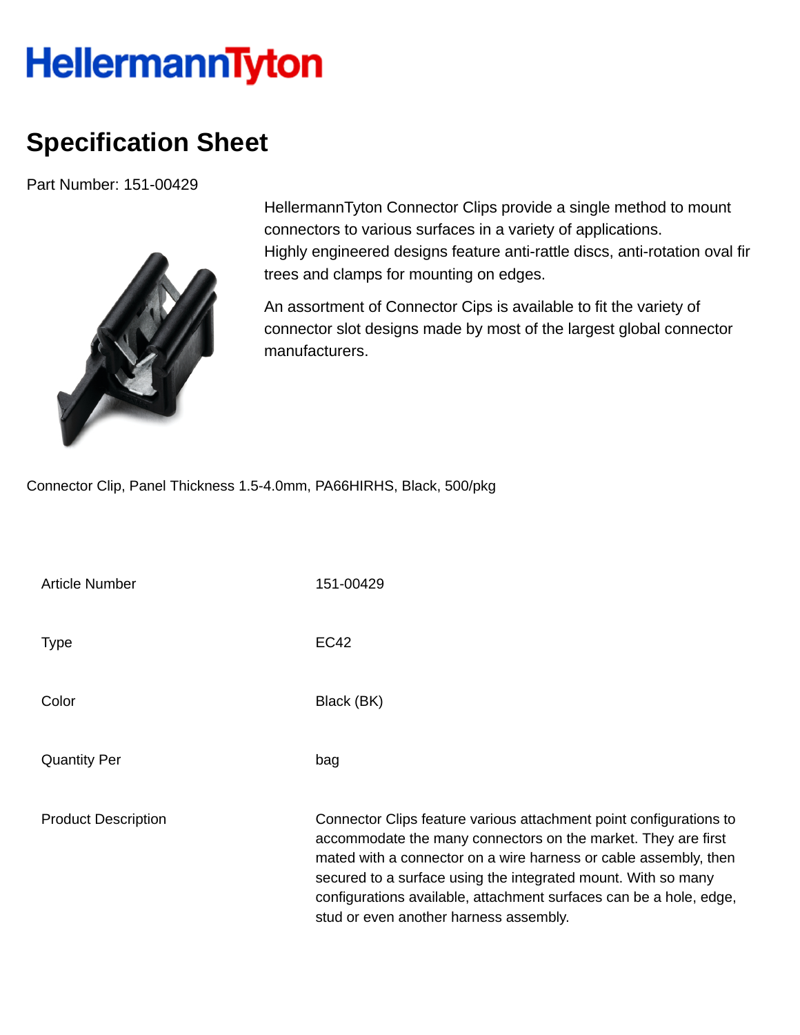# HellermannTyton

## Specification Sheet

Part Number: 151-00429

HellermannTyton Connector Clips provide a single method to mount connectors to various surfaces in a variety of applications.
Highly engineered designs feature anti-rattle discs, anti-rotation oval fir trees and clamps for mounting on edges.

An assortment of Connector Cips is available to fit the variety of connector slot designs made by most of the largest global connector manufacturers.

Connector Clip, Panel Thickness 1.5-4.0mm, PA66HIRHS, Black, 500/pkg

| | |
|---|---|
| Article Number | 151-00429 |
| Type | EC42 |
| Color | Black (BK) |
| Quantity Per | bag |
| Product Description | Connector Clips feature various attachment point configurations to accommodate the many connectors on the market. They are first mated with a connector on a wire harness or cable assembly, then secured to a surface using the integrated mount. With so many configurations available, attachment surfaces can be a hole, edge, stud or even another harness assembly. |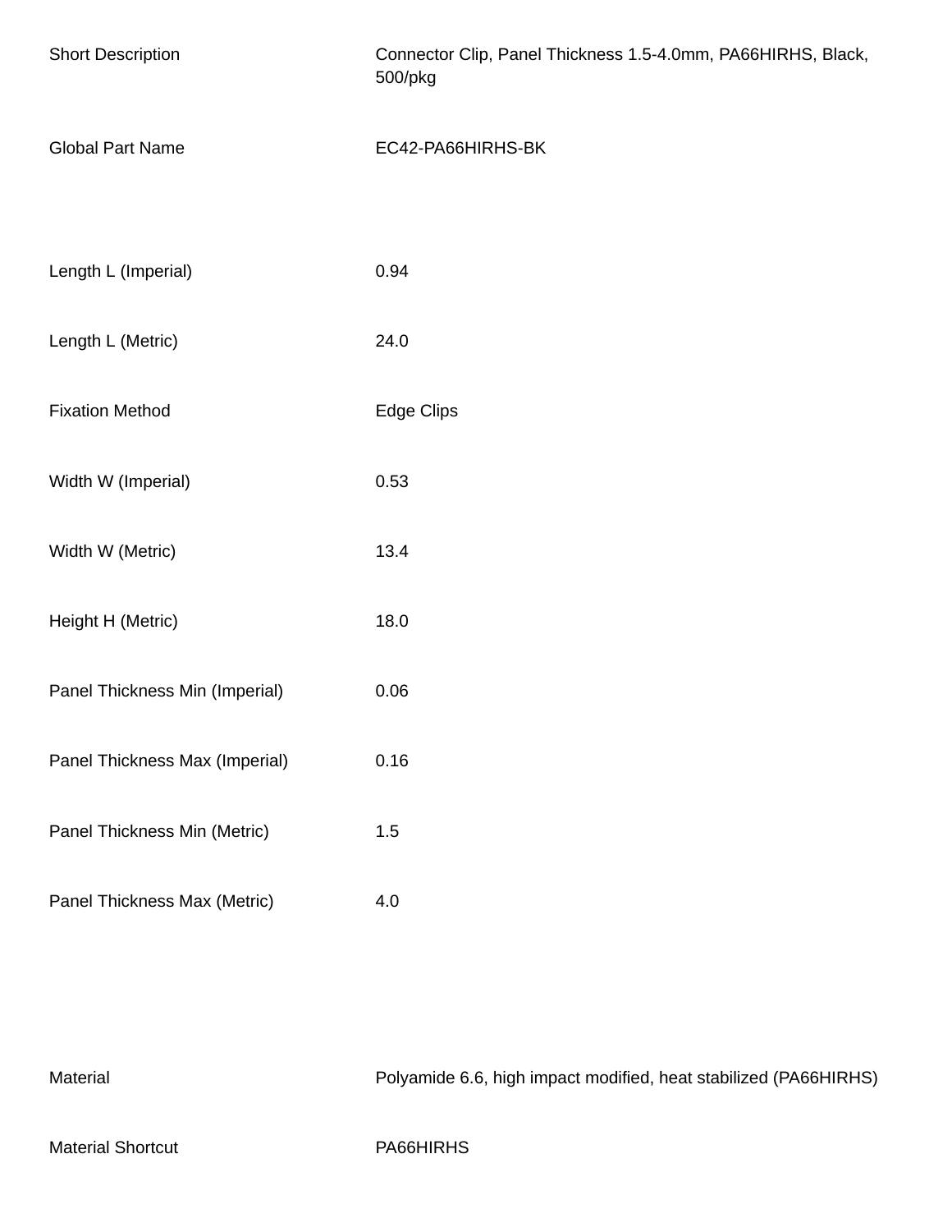| | |
|---|---|
| Short Description | Connector Clip, Panel Thickness 1.5-4.0mm, PA66HIRHS, Black, 500/pkg |
| Global Part Name | EC42-PA66HIRHS-BK |

| | |
|---|---|
| Length L (Imperial) | 0.94 |
| Length L (Metric) | 24.0 |
| Fixation Method | Edge Clips |
| Width W (Imperial) | 0.53 |
| Width W (Metric) | 13.4 |
| Height H (Metric) | 18.0 |
| Panel Thickness Min (Imperial) | 0.06 |
| Panel Thickness Max (Imperial) | 0.16 |
| Panel Thickness Min (Metric) | 1.5 |
| Panel Thickness Max (Metric) | 4.0 |

| | |
|---|---|
| Material | Polyamide 6.6, high impact modified, heat stabilized (PA66HIRHS) |
| Material Shortcut | PA66HIRHS |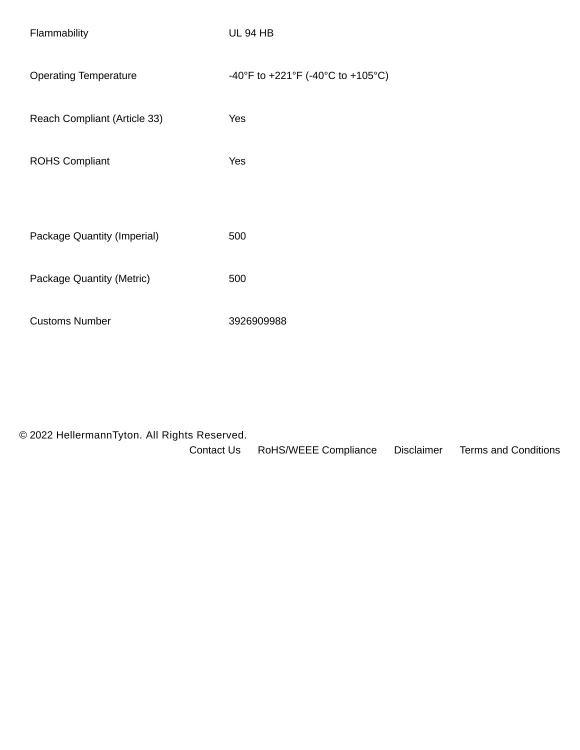| | |
|---|---|
| Flammability | UL 94 HB |
| Operating Temperature | -40°F to +221°F (-40°C to +105°C) |
| Reach Compliant (Article 33) | Yes |
| ROHS Compliant | Yes |

| | |
|---|---|
| Package Quantity (Imperial) | 500 |
| Package Quantity (Metric) | 500 |
| Customs Number | 3926909988 |

© 2022 HellermannTyton. All Rights Reserved.

Contact Us RoHS/WEEE Compliance Disclaimer Terms and Conditions